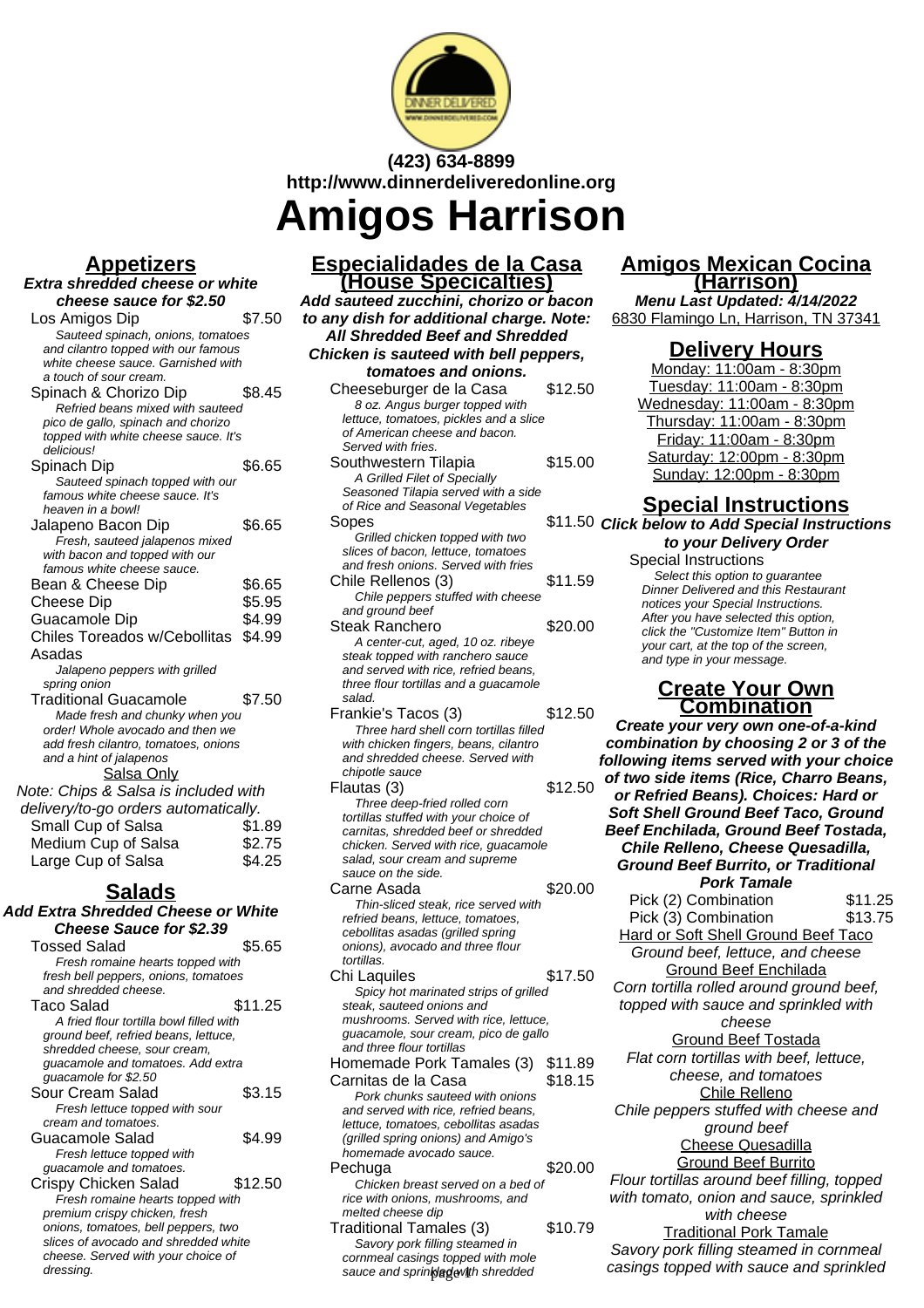(423) 634-8899
http://www.dinnerdeliveredonline.org

# Amigos Harrison

## Appetizers

**Extra shredded cheese or white cheese sauce for $2.50**

Los Amigos Dip $7.50
*Sauteed spinach, onions, tomatoes and cilantro topped with our famous white cheese sauce. Garnished with a touch of sour cream.*

Spinach & Chorizo Dip $8.45
*Refried beans mixed with sauteed pico de gallo, spinach and chorizo topped with white cheese sauce. It's delicious!*

Spinach Dip $6.65
*Sauteed spinach topped with our famous white cheese sauce. It's heaven in a bowl!*

Jalapeno Bacon Dip $6.65
*Fresh, sauteed jalapenos mixed with bacon and topped with our famous white cheese sauce.*

Bean & Cheese Dip $6.65

Cheese Dip $5.95

Guacamole Dip $4.99

Chiles Toreados w/Cebollitas Asadas $4.99
*Jalapeno peppers with grilled spring onion*

Traditional Guacamole $7.50
*Made fresh and chunky when you order! Whole avocado and then we add fresh cilantro, tomatoes, onions and a hint of jalapenos*

Salsa Only

Note: Chips & Salsa is included with delivery/to-go orders automatically.

Small Cup of Salsa $1.89

Medium Cup of Salsa $2.75

Large Cup of Salsa $4.25

## Salads

**Add Extra Shredded Cheese or White Cheese Sauce for $2.39**

Tossed Salad $5.65
*Fresh romaine hearts topped with fresh bell peppers, onions, tomatoes and shredded cheese.*

Taco Salad $11.25
*A fried flour tortilla bowl filled with ground beef, refried beans, lettuce, shredded cheese, sour cream, guacamole and tomatoes. Add extra guacamole for $2.50*

Sour Cream Salad $3.15
*Fresh lettuce topped with sour cream and tomatoes.*

Guacamole Salad $4.99
*Fresh lettuce topped with guacamole and tomatoes.*

Crispy Chicken Salad $12.50
*Fresh romaine hearts topped with premium crispy chicken, fresh onions, tomatoes, bell peppers, two slices of avocado and shredded white cheese. Served with your choice of dressing.*

## Especialidades de la Casa (House Specicalties)

**Add sauteed zucchini, chorizo or bacon to any dish for additional charge. Note: All Shredded Beef and Shredded Chicken is sauteed with bell peppers, tomatoes and onions.**

Cheeseburger de la Casa $12.50
*8 oz. Angus burger topped with lettuce, tomatoes, pickles and a slice of American cheese and bacon. Served with fries.*

Southwestern Tilapia $15.00
*A Grilled Filet of Specially Seasoned Tilapia served with a side of Rice and Seasonal Vegetables*

Sopes $11.50
*Grilled chicken topped with two slices of bacon, lettuce, tomatoes and fresh onions. Served with fries*

Chile Rellenos (3) $11.59
*Chile peppers stuffed with cheese and ground beef*

Steak Ranchero $20.00
*A center-cut, aged, 10 oz. ribeye steak topped with ranchero sauce and served with rice, refried beans, three flour tortillas and a guacamole salad.*

Frankie's Tacos (3) $12.50
*Three hard shell corn tortillas filled with chicken fingers, beans, cilantro and shredded cheese. Served with chipotle sauce*

Flautas (3) $12.50
*Three deep-fried rolled corn tortillas stuffed with your choice of carnitas, shredded beef or shredded chicken. Served with rice, guacamole salad, sour cream and supreme sauce on the side.*

Carne Asada $20.00
*Thin-sliced steak, rice served with refried beans, lettuce, tomatoes, cebollitas asadas (grilled spring onions), avocado and three flour tortillas.*

Chi Laquiles $17.50
*Spicy hot marinated strips of grilled steak, sauteed onions and mushrooms. Served with rice, lettuce, guacamole, sour cream, pico de gallo and three flour tortillas*

Homemade Pork Tamales (3) $11.89

Carnitas de la Casa $18.15
*Pork chunks sauteed with onions and served with rice, refried beans, lettuce, tomatoes, cebollitas asadas (grilled spring onions) and Amigo's homemade avocado sauce.*

Pechuga $20.00
*Chicken breast served on a bed of rice with onions, mushrooms, and melted cheese dip*

Traditional Tamales (3) $10.79
*Savory pork filling steamed in cornmeal casings topped with mole sauce and sprinkled with shredded*

## Amigos Mexican Cocina (Harrison)

**Menu Last Updated: 4/14/2022**

6830 Flamingo Ln, Harrison, TN 37341

## Delivery Hours

Monday: 11:00am - 8:30pm
Tuesday: 11:00am - 8:30pm
Wednesday: 11:00am - 8:30pm
Thursday: 11:00am - 8:30pm
Friday: 11:00am - 8:30pm
Saturday: 12:00pm - 8:30pm
Sunday: 12:00pm - 8:30pm

## Special Instructions

**Click below to Add Special Instructions to your Delivery Order**

Special Instructions
*Select this option to guarantee Dinner Delivered and this Restaurant notices your Special Instructions. After you have selected this option, click the "Customize Item" Button in your cart, at the top of the screen, and type in your message.*

## Create Your Own Combination

**Create your very own one-of-a-kind combination by choosing 2 or 3 of the following items served with your choice of two side items (Rice, Charro Beans, or Refried Beans). Choices: Hard or Soft Shell Ground Beef Taco, Ground Beef Enchilada, Ground Beef Tostada, Chile Relleno, Cheese Quesadilla, Ground Beef Burrito, or Traditional Pork Tamale**

Pick (2) Combination $11.25

Pick (3) Combination $13.75

Hard or Soft Shell Ground Beef Taco
*Ground beef, lettuce, and cheese*

Ground Beef Enchilada
*Corn tortilla rolled around ground beef, topped with sauce and sprinkled with cheese*

Ground Beef Tostada
*Flat corn tortillas with beef, lettuce, cheese, and tomatoes*

Chile Relleno
*Chile peppers stuffed with cheese and ground beef*

Cheese Quesadilla

Ground Beef Burrito
*Flour tortillas around beef filling, topped with tomato, onion and sauce, sprinkled with cheese*

Traditional Pork Tamale
*Savory pork filling steamed in cornmeal casings topped with sauce and sprinkled*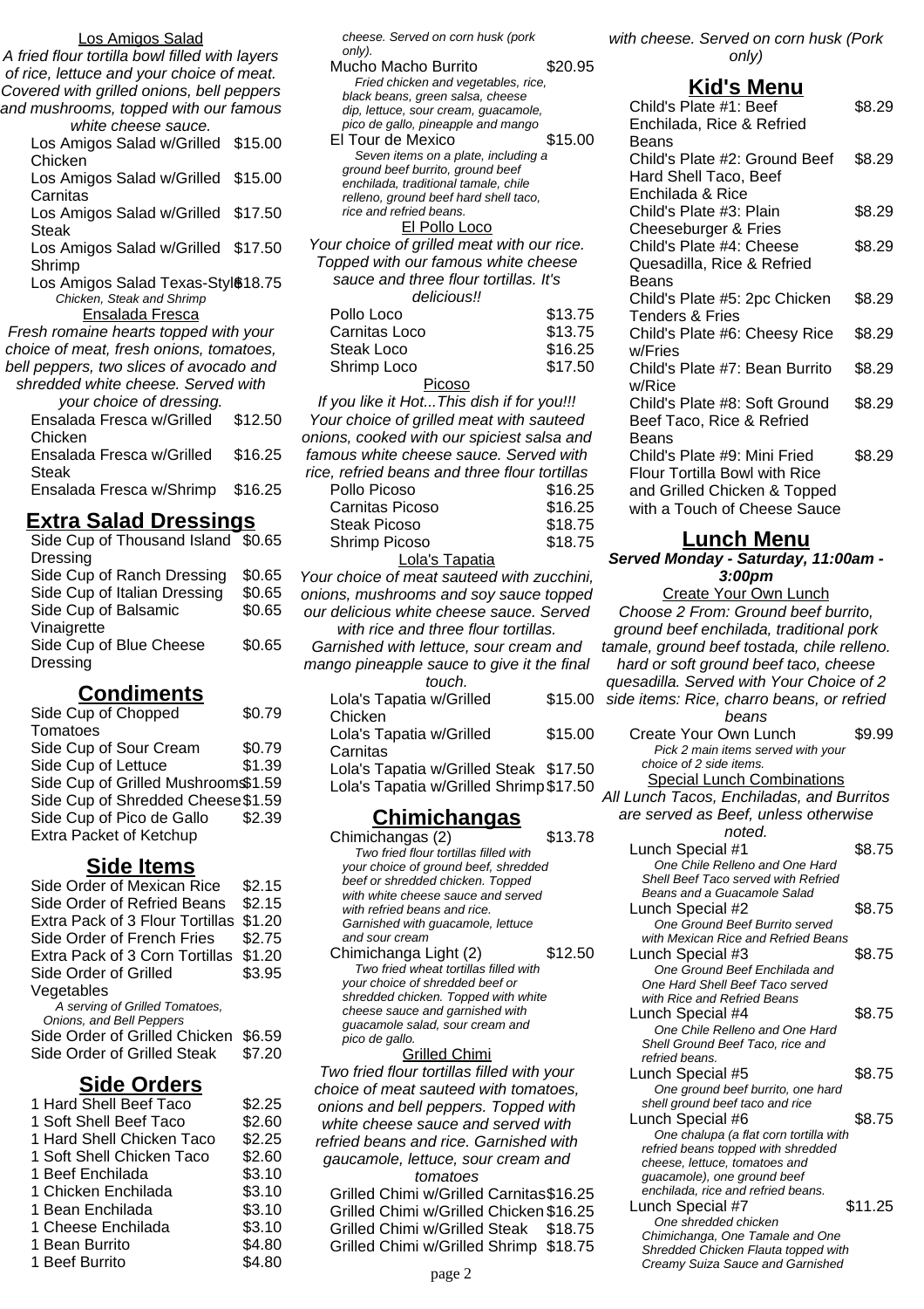Los Amigos Salad

*A fried flour tortilla bowl filled with layers of rice, lettuce and your choice of meat. Covered with grilled onions, bell peppers and mushrooms, topped with our famous white cheese sauce.*

| | |
|---|---|
| Los Amigos Salad w/Grilled Chicken | $15.00 |
| Los Amigos Salad w/Grilled Carnitas | $15.00 |
| Los Amigos Salad w/Grilled Steak | $17.50 |
| Los Amigos Salad w/Grilled Shrimp | $17.50 |
| Los Amigos Salad Texas-Style *Chicken, Steak and Shrimp* | $18.75 |

Ensalada Fresca

*Fresh romaine hearts topped with your choice of meat, fresh onions, tomatoes, bell peppers, two slices of avocado and shredded white cheese. Served with your choice of dressing.*

| | |
|---|---|
| Ensalada Fresca w/Grilled Chicken | $12.50 |
| Ensalada Fresca w/Grilled Steak | $16.25 |
| Ensalada Fresca w/Shrimp | $16.25 |

## Extra Salad Dressings

| | |
|---|---|
| Side Cup of Thousand Island Dressing | $0.65 |
| Side Cup of Ranch Dressing | $0.65 |
| Side Cup of Italian Dressing | $0.65 |
| Side Cup of Balsamic Vinaigrette | $0.65 |
| Side Cup of Blue Cheese Dressing | $0.65 |

## Condiments

| | |
|---|---|
| Side Cup of Chopped Tomatoes | $0.79 |
| Side Cup of Sour Cream | $0.79 |
| Side Cup of Lettuce | $1.39 |
| Side Cup of Grilled Mushrooms | $1.59 |
| Side Cup of Shredded Cheese | $1.59 |
| Side Cup of Pico de Gallo | $2.39 |
| Extra Packet of Ketchup | |

## Side Items

| | |
|---|---|
| Side Order of Mexican Rice | $2.15 |
| Side Order of Refried Beans | $2.15 |
| Extra Pack of 3 Flour Tortillas | $1.20 |
| Side Order of French Fries | $2.75 |
| Extra Pack of 3 Corn Tortillas | $1.20 |
| Side Order of Grilled Vegetables *A serving of Grilled Tomatoes, Onions, and Bell Peppers* | $3.95 |
| Side Order of Grilled Chicken | $6.59 |
| Side Order of Grilled Steak | $7.20 |

## Side Orders

| | |
|---|---|
| 1 Hard Shell Beef Taco | $2.25 |
| 1 Soft Shell Beef Taco | $2.60 |
| 1 Hard Shell Chicken Taco | $2.25 |
| 1 Soft Shell Chicken Taco | $2.60 |
| 1 Beef Enchilada | $3.10 |
| 1 Chicken Enchilada | $3.10 |
| 1 Bean Enchilada | $3.10 |
| 1 Cheese Enchilada | $3.10 |
| 1 Bean Burrito | $4.80 |
| 1 Beef Burrito | $4.80 |

*cheese. Served on corn husk (pork only).*

| | |
|---|---|
| Mucho Macho Burrito *Fried chicken and vegetables, rice, black beans, green salsa, cheese dip, lettuce, sour cream, guacamole, pico de gallo, pineapple and mango* | $20.95 |
| El Tour de Mexico *Seven items on a plate, including a ground beef burrito, ground beef enchilada, traditional tamale, chile relleno, ground beef hard shell taco, rice and refried beans.* | $15.00 |

El Pollo Loco

*Your choice of grilled meat with our rice. Topped with our famous white cheese sauce and three flour tortillas. It's delicious!!*

| | |
|---|---|
| Pollo Loco | $13.75 |
| Carnitas Loco | $13.75 |
| Steak Loco | $16.25 |
| Shrimp Loco | $17.50 |

Picoso

*If you like it Hot...This dish if for you!!! Your choice of grilled meat with sauteed onions, cooked with our spiciest salsa and famous white cheese sauce. Served with rice, refried beans and three flour tortillas*

| | |
|---|---|
| Pollo Picoso | $16.25 |
| Carnitas Picoso | $16.25 |
| Steak Picoso | $18.75 |
| Shrimp Picoso | $18.75 |

Lola's Tapatia

*Your choice of meat sauteed with zucchini, onions, mushrooms and soy sauce topped our delicious white cheese sauce. Served with rice and three flour tortillas. Garnished with lettuce, sour cream and mango pineapple sauce to give it the final touch.*

| | |
|---|---|
| Lola's Tapatia w/Grilled Chicken | $15.00 |
| Lola's Tapatia w/Grilled Carnitas | $15.00 |
| Lola's Tapatia w/Grilled Steak | $17.50 |
| Lola's Tapatia w/Grilled Shrimp | $17.50 |

## Chimichangas

| | |
|---|---|
| Chimichangas (2) *Two fried flour tortillas filled with your choice of ground beef, shredded beef or shredded chicken. Topped with white cheese sauce and served with refried beans and rice. Garnished with guacamole, lettuce and sour cream* | $13.78 |
| Chimichanga Light (2) *Two fried wheat tortillas filled with your choice of shredded beef or shredded chicken. Topped with white cheese sauce and garnished with guacamole salad, sour cream and pico de gallo.* | $12.50 |

Grilled Chimi

*Two fried flour tortillas filled with your choice of meat sauteed with tomatoes, onions and bell peppers. Topped with white cheese sauce and served with refried beans and rice. Garnished with gaucamole, lettuce, sour cream and tomatoes*

| | |
|---|---|
| Grilled Chimi w/Grilled Carnitas | $16.25 |
| Grilled Chimi w/Grilled Chicken | $16.25 |
| Grilled Chimi w/Grilled Steak | $18.75 |
| Grilled Chimi w/Grilled Shrimp | $18.75 |

*with cheese. Served on corn husk (Pork only)*

## Kid's Menu

| | |
|---|---|
| Child's Plate #1: Beef Enchilada, Rice & Refried Beans | $8.29 |
| Child's Plate #2: Ground Beef Hard Shell Taco, Beef Enchilada & Rice | $8.29 |
| Child's Plate #3: Plain Cheeseburger & Fries | $8.29 |
| Child's Plate #4: Cheese Quesadilla, Rice & Refried Beans | $8.29 |
| Child's Plate #5: 2pc Chicken Tenders & Fries | $8.29 |
| Child's Plate #6: Cheesy Rice w/Fries | $8.29 |
| Child's Plate #7: Bean Burrito w/Rice | $8.29 |
| Child's Plate #8: Soft Ground Beef Taco, Rice & Refried Beans | $8.29 |
| Child's Plate #9: Mini Fried Flour Tortilla Bowl with Rice and Grilled Chicken & Topped with a Touch of Cheese Sauce | $8.29 |

## Lunch Menu

***Served Monday - Saturday, 11:00am - 3:00pm***

Create Your Own Lunch

*Choose 2 From: Ground beef burrito, ground beef enchilada, traditional pork tamale, ground beef tostada, chile relleno. hard or soft ground beef taco, cheese quesadilla. Served with Your Choice of 2 side items: Rice, charro beans, or refried beans*

| | |
|---|---|
| Create Your Own Lunch *Pick 2 main items served with your choice of 2 side items.* | $9.99 |

Special Lunch Combinations

*All Lunch Tacos, Enchiladas, and Burritos are served as Beef, unless otherwise noted.*

| | |
|---|---|
| Lunch Special #1 *One Chile Relleno and One Hard Shell Beef Taco served with Refried Beans and a Guacamole Salad* | $8.75 |
| Lunch Special #2 *One Ground Beef Burrito served with Mexican Rice and Refried Beans* | $8.75 |
| Lunch Special #3 *One Ground Beef Enchilada and One Hard Shell Beef Taco served with Rice and Refried Beans* | $8.75 |
| Lunch Special #4 *One Chile Relleno and One Hard Shell Ground Beef Taco, rice and refried beans.* | $8.75 |
| Lunch Special #5 *One ground beef burrito, one hard shell ground beef taco and rice* | $8.75 |
| Lunch Special #6 *One chalupa (a flat corn tortilla with refried beans topped with shredded cheese, lettuce, tomatoes and guacamole), one ground beef enchilada, rice and refried beans.* | $8.75 |
| Lunch Special #7 *One shredded chicken Chimichanga, One Tamale and One Shredded Chicken Flauta topped with Creamy Suiza Sauce and Garnished* | $11.25 |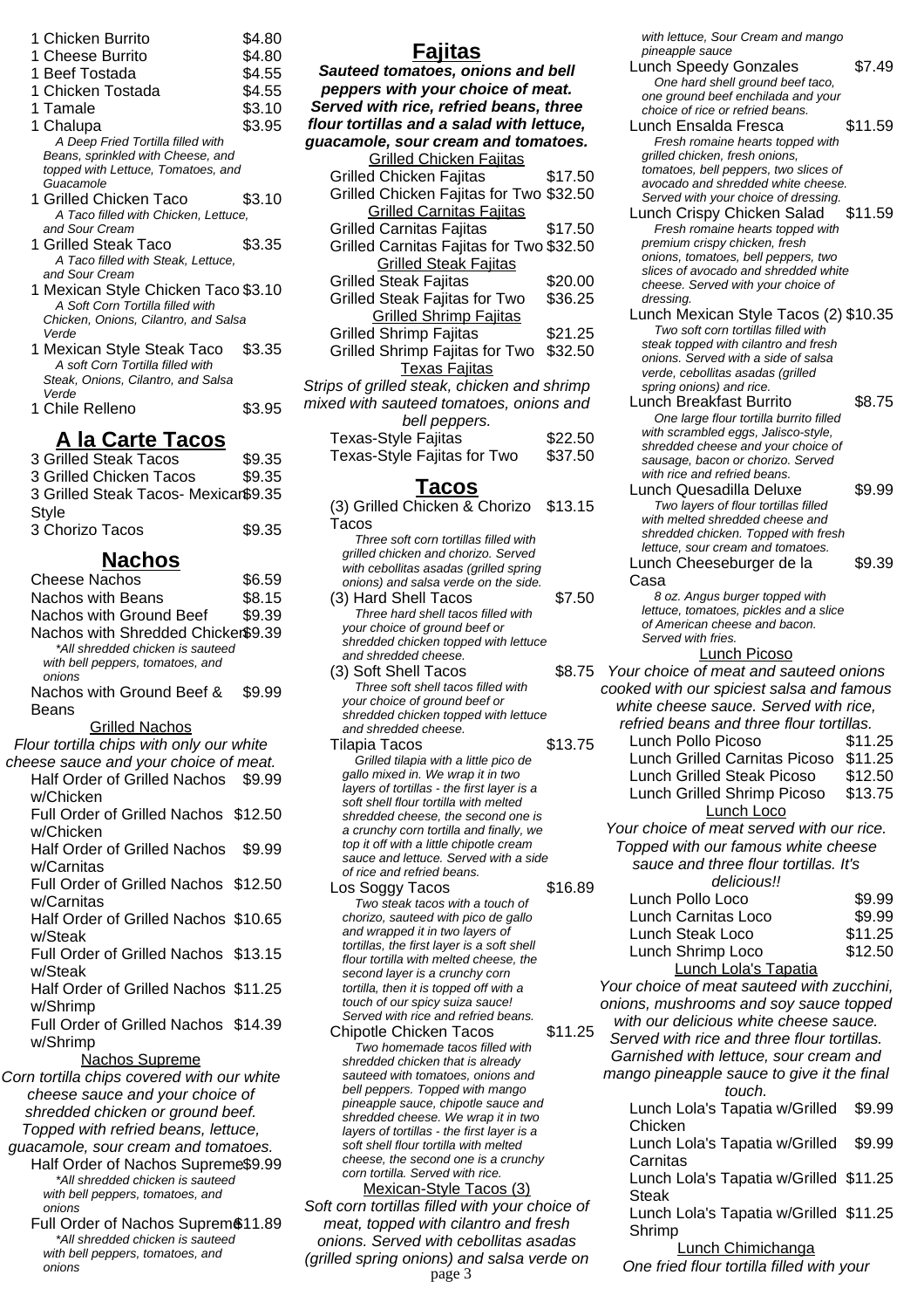| Item | Price |
|---|---|
| 1 Chicken Burrito | $4.80 |
| 1 Cheese Burrito | $4.80 |
| 1 Beef Tostada | $4.55 |
| 1 Chicken Tostada | $4.55 |
| 1 Tamale | $3.10 |
| 1 Chalupa | $3.95 |

*A Deep Fried Tortilla filled with Beans, sprinkled with Cheese, and topped with Lettuce, Tomatoes, and Guacamole*

| Item | Price |
|---|---|
| 1 Grilled Chicken Taco | $3.10 |

*A Taco filled with Chicken, Lettuce, and Sour Cream*

| Item | Price |
|---|---|
| 1 Grilled Steak Taco | $3.35 |

*A Taco filled with Steak, Lettuce, and Sour Cream*

| Item | Price |
|---|---|
| 1 Mexican Style Chicken Taco | $3.10 |

*A Soft Corn Tortilla filled with Chicken, Onions, Cilantro, and Salsa Verde*

| Item | Price |
|---|---|
| 1 Mexican Style Steak Taco | $3.35 |

*A soft Corn Tortilla filled with Steak, Onions, Cilantro, and Salsa Verde*

| Item | Price |
|---|---|
| 1 Chile Relleno | $3.95 |

## A la Carte Tacos

| Item | Price |
|---|---|
| 3 Grilled Steak Tacos | $9.35 |
| 3 Grilled Chicken Tacos | $9.35 |
| 3 Grilled Steak Tacos- Mexican Style | $9.35 |
| 3 Chorizo Tacos | $9.35 |

## Nachos

| Item | Price |
|---|---|
| Cheese Nachos | $6.59 |
| Nachos with Beans | $8.15 |
| Nachos with Ground Beef | $9.39 |
| Nachos with Shredded Chicken | $9.39 |

*\*All shredded chicken is sauteed with bell peppers, tomatoes, and onions*

| Item | Price |
|---|---|
| Nachos with Ground Beef & Beans | $9.99 |

### Grilled Nachos

*Flour tortilla chips with only our white cheese sauce and your choice of meat.*

| Item | Price |
|---|---|
| Half Order of Grilled Nachos w/Chicken | $9.99 |
| Full Order of Grilled Nachos w/Chicken | $12.50 |
| Half Order of Grilled Nachos w/Carnitas | $9.99 |
| Full Order of Grilled Nachos w/Carnitas | $12.50 |
| Half Order of Grilled Nachos w/Steak | $10.65 |
| Full Order of Grilled Nachos w/Steak | $13.15 |
| Half Order of Grilled Nachos w/Shrimp | $11.25 |
| Full Order of Grilled Nachos w/Shrimp | $14.39 |

### Nachos Supreme

*Corn tortilla chips covered with our white cheese sauce and your choice of shredded chicken or ground beef. Topped with refried beans, lettuce, guacamole, sour cream and tomatoes.*

| Item | Price |
|---|---|
| Half Order of Nachos Supreme | $9.99 |

*\*All shredded chicken is sauteed with bell peppers, tomatoes, and onions*

| Item | Price |
|---|---|
| Full Order of Nachos Supreme | $11.89 |

*\*All shredded chicken is sauteed with bell peppers, tomatoes, and onions*

## Fajitas

***Sauteed tomatoes, onions and bell peppers with your choice of meat. Served with rice, refried beans, three flour tortillas and a salad with lettuce, guacamole, sour cream and tomatoes.***

### Grilled Chicken Fajitas

| Item | Price |
|---|---|
| Grilled Chicken Fajitas | $17.50 |
| Grilled Chicken Fajitas for Two | $32.50 |

### Grilled Carnitas Fajitas

| Item | Price |
|---|---|
| Grilled Carnitas Fajitas | $17.50 |
| Grilled Carnitas Fajitas for Two | $32.50 |

### Grilled Steak Fajitas

| Item | Price |
|---|---|
| Grilled Steak Fajitas | $20.00 |
| Grilled Steak Fajitas for Two | $36.25 |

### Grilled Shrimp Fajitas

| Item | Price |
|---|---|
| Grilled Shrimp Fajitas | $21.25 |
| Grilled Shrimp Fajitas for Two | $32.50 |

### Texas Fajitas

*Strips of grilled steak, chicken and shrimp mixed with sauteed tomatoes, onions and bell peppers.*

| Item | Price |
|---|---|
| Texas-Style Fajitas | $22.50 |
| Texas-Style Fajitas for Two | $37.50 |

## Tacos

| Item | Price |
|---|---|
| (3) Grilled Chicken & Chorizo Tacos | $13.15 |

*Three soft corn tortillas filled with grilled chicken and chorizo. Served with cebollitas asadas (grilled spring onions) and salsa verde on the side.*

| Item | Price |
|---|---|
| (3) Hard Shell Tacos | $7.50 |

*Three hard shell tacos filled with your choice of ground beef or shredded chicken topped with lettuce and shredded cheese.*

| Item | Price |
|---|---|
| (3) Soft Shell Tacos | $8.75 |

*Three soft shell tacos filled with your choice of ground beef or shredded chicken topped with lettuce and shredded cheese.*

| Item | Price |
|---|---|
| Tilapia Tacos | $13.75 |

*Grilled tilapia with a little pico de gallo mixed in. We wrap it in two layers of tortillas - the first layer is a soft shell flour tortilla with melted shredded cheese, the second one is a crunchy corn tortilla and finally, we top it off with a little chipotle cream sauce and lettuce. Served with a side of rice and refried beans.*

| Item | Price |
|---|---|
| Los Soggy Tacos | $16.89 |

*Two steak tacos with a touch of chorizo, sauteed with pico de gallo and wrapped it in two layers of tortillas, the first layer is a soft shell flour tortilla with melted cheese, the second layer is a crunchy corn tortilla, then it is topped off with a touch of our spicy suiza sauce! Served with rice and refried beans.*

| Item | Price |
|---|---|
| Chipotle Chicken Tacos | $11.25 |

*Two homemade tacos filled with shredded chicken that is already sauteed with tomatoes, onions and bell peppers. Topped with mango pineapple sauce, chipotle sauce and shredded cheese. We wrap it in two layers of tortillas - the first layer is a soft shell flour tortilla with melted cheese, the second one is a crunchy corn tortilla. Served with rice.*

### Mexican-Style Tacos (3)

*Soft corn tortillas filled with your choice of meat, topped with cilantro and fresh onions. Served with cebollitas asadas (grilled spring onions) and salsa verde on*

*with lettuce, Sour Cream and mango pineapple sauce*

| Item | Price |
|---|---|
| Lunch Speedy Gonzales | $7.49 |

*One hard shell ground beef taco, one ground beef enchilada and your choice of rice or refried beans.*

| Item | Price |
|---|---|
| Lunch Ensalda Fresca | $11.59 |

*Fresh romaine hearts topped with grilled chicken, fresh onions, tomatoes, bell peppers, two slices of avocado and shredded white cheese. Served with your choice of dressing.*

| Item | Price |
|---|---|
| Lunch Crispy Chicken Salad | $11.59 |

*Fresh romaine hearts topped with premium crispy chicken, fresh onions, tomatoes, bell peppers, two slices of avocado and shredded white cheese. Served with your choice of dressing.*

| Item | Price |
|---|---|
| Lunch Mexican Style Tacos (2) | $10.35 |

*Two soft corn tortillas filled with steak topped with cilantro and fresh onions. Served with a side of salsa verde, cebollitas asadas (grilled spring onions) and rice.*

| Item | Price |
|---|---|
| Lunch Breakfast Burrito | $8.75 |

*One large flour tortilla burrito filled with scrambled eggs, Jalisco-style, shredded cheese and your choice of sausage, bacon or chorizo. Served with rice and refried beans.*

| Item | Price |
|---|---|
| Lunch Quesadilla Deluxe | $9.99 |

*Two layers of flour tortillas filled with melted shredded cheese and shredded chicken. Topped with fresh lettuce, sour cream and tomatoes.*

| Item | Price |
|---|---|
| Lunch Cheeseburger de la Casa | $9.39 |

*8 oz. Angus burger topped with lettuce, tomatoes, pickles and a slice of American cheese and bacon. Served with fries.*

### Lunch Picoso

*Your choice of meat and sauteed onions cooked with our spiciest salsa and famous white cheese sauce. Served with rice, refried beans and three flour tortillas.*

| Item | Price |
|---|---|
| Lunch Pollo Picoso | $11.25 |
| Lunch Grilled Carnitas Picoso | $11.25 |
| Lunch Grilled Steak Picoso | $12.50 |
| Lunch Grilled Shrimp Picoso | $13.75 |

### Lunch Loco

*Your choice of meat served with our rice. Topped with our famous white cheese sauce and three flour tortillas. It's delicious!!*

| Item | Price |
|---|---|
| Lunch Pollo Loco | $9.99 |
| Lunch Carnitas Loco | $9.99 |
| Lunch Steak Loco | $11.25 |
| Lunch Shrimp Loco | $12.50 |

### Lunch Lola's Tapatia

*Your choice of meat sauteed with zucchini, onions, mushrooms and soy sauce topped with our delicious white cheese sauce. Served with rice and three flour tortillas. Garnished with lettuce, sour cream and mango pineapple sauce to give it the final touch.*

| Item | Price |
|---|---|
| Lunch Lola's Tapatia w/Grilled Chicken | $9.99 |
| Lunch Lola's Tapatia w/Grilled Carnitas | $9.99 |
| Lunch Lola's Tapatia w/Grilled Steak | $11.25 |
| Lunch Lola's Tapatia w/Grilled Shrimp | $11.25 |

### Lunch Chimichanga

*One fried flour tortilla filled with your*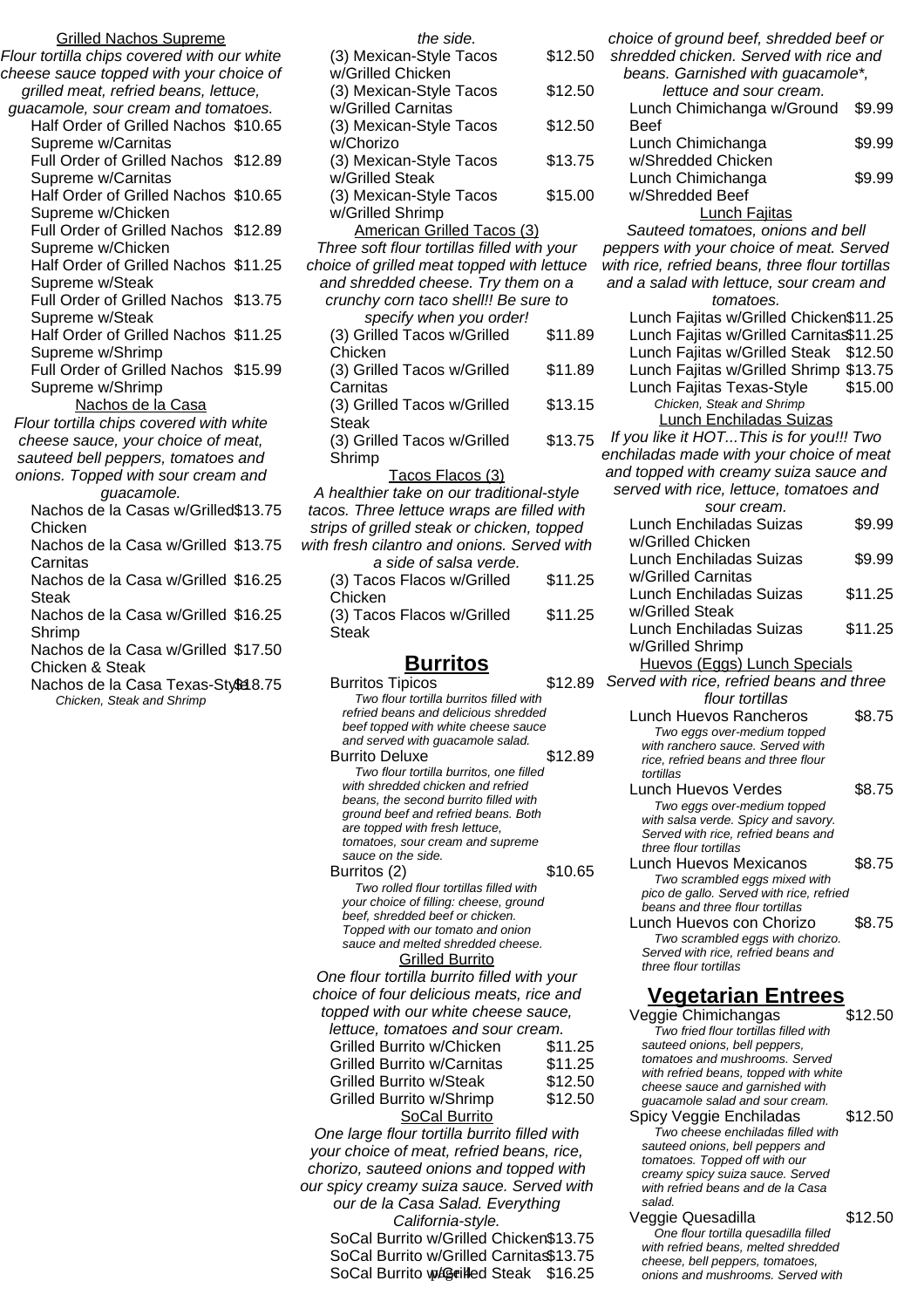Grilled Nachos Supreme

*Flour tortilla chips covered with our white cheese sauce topped with your choice of grilled meat, refried beans, lettuce, guacamole, sour cream and tomatoes.*

| Item | Price |
|---|---|
| Half Order of Grilled Nachos Supreme w/Carnitas | $10.65 |
| Full Order of Grilled Nachos Supreme w/Carnitas | $12.89 |
| Half Order of Grilled Nachos Supreme w/Chicken | $10.65 |
| Full Order of Grilled Nachos Supreme w/Chicken | $12.89 |
| Half Order of Grilled Nachos Supreme w/Steak | $11.25 |
| Full Order of Grilled Nachos Supreme w/Steak | $13.75 |
| Half Order of Grilled Nachos Supreme w/Shrimp | $11.25 |
| Full Order of Grilled Nachos Supreme w/Shrimp | $15.99 |

Nachos de la Casa

*Flour tortilla chips covered with white cheese sauce, your choice of meat, sauteed bell peppers, tomatoes and onions. Topped with sour cream and guacamole.*

| Item | Price |
|---|---|
| Nachos de la Casas w/Grilled Chicken | $13.75 |
| Nachos de la Casa w/Grilled Carnitas | $13.75 |
| Nachos de la Casa w/Grilled Steak | $16.25 |
| Nachos de la Casa w/Grilled Shrimp | $16.25 |
| Nachos de la Casa w/Grilled Chicken & Steak | $17.50 |
| Nachos de la Casa Texas-Style *Chicken, Steak and Shrimp* | $18.75 |

*the side.*

| Item | Price |
|---|---|
| (3) Mexican-Style Tacos w/Grilled Chicken | $12.50 |
| (3) Mexican-Style Tacos w/Grilled Carnitas | $12.50 |
| (3) Mexican-Style Tacos w/Chorizo | $12.50 |
| (3) Mexican-Style Tacos w/Grilled Steak | $13.75 |
| (3) Mexican-Style Tacos w/Grilled Shrimp | $15.00 |

American Grilled Tacos (3)

*Three soft flour tortillas filled with your choice of grilled meat topped with lettuce and shredded cheese. Try them on a crunchy corn taco shell!! Be sure to specify when you order!*

| Item | Price |
|---|---|
| (3) Grilled Tacos w/Grilled Chicken | $11.89 |
| (3) Grilled Tacos w/Grilled Carnitas | $11.89 |
| (3) Grilled Tacos w/Grilled Steak | $13.15 |
| (3) Grilled Tacos w/Grilled Shrimp | $13.75 |

Tacos Flacos (3)

*A healthier take on our traditional-style tacos. Three lettuce wraps are filled with strips of grilled steak or chicken, topped with fresh cilantro and onions. Served with a side of salsa verde.*

| Item | Price |
|---|---|
| (3) Tacos Flacos w/Grilled Chicken | $11.25 |
| (3) Tacos Flacos w/Grilled Steak | $11.25 |

## Burritos

Burritos Tipicos — $12.89
*Two flour tortilla burritos filled with refried beans and delicious shredded beef topped with white cheese sauce and served with guacamole salad.*

Burrito Deluxe — $12.89
*Two flour tortilla burritos, one filled with shredded chicken and refried beans, the second burrito filled with ground beef and refried beans. Both are topped with fresh lettuce, tomatoes, sour cream and supreme sauce on the side.*

Burritos (2) — $10.65
*Two rolled flour tortillas filled with your choice of filling: cheese, ground beef, shredded beef or chicken. Topped with our tomato and onion sauce and melted shredded cheese.*

Grilled Burrito

*One flour tortilla burrito filled with your choice of four delicious meats, rice and topped with our white cheese sauce, lettuce, tomatoes and sour cream.*

| Item | Price |
|---|---|
| Grilled Burrito w/Chicken | $11.25 |
| Grilled Burrito w/Carnitas | $11.25 |
| Grilled Burrito w/Steak | $12.50 |
| Grilled Burrito w/Shrimp | $12.50 |

SoCal Burrito

*One large flour tortilla burrito filled with your choice of meat, refried beans, rice, chorizo, sauteed onions and topped with our spicy creamy suiza sauce. Served with our de la Casa Salad. Everything California-style.*

| Item | Price |
|---|---|
| SoCal Burrito w/Grilled Chicken | $13.75 |
| SoCal Burrito w/Grilled Carnitas | $13.75 |
| SoCal Burrito w/Grilled Steak | $16.25 |

*choice of ground beef, shredded beef or shredded chicken. Served with rice and beans. Garnished with guacamole\*, lettuce and sour cream.*

| Item | Price |
|---|---|
| Lunch Chimichanga w/Ground Beef | $9.99 |
| Lunch Chimichanga w/Shredded Chicken | $9.99 |
| Lunch Chimichanga w/Shredded Beef | $9.99 |

Lunch Fajitas

*Sauteed tomatoes, onions and bell peppers with your choice of meat. Served with rice, refried beans, three flour tortillas and a salad with lettuce, sour cream and tomatoes.*

| Item | Price |
|---|---|
| Lunch Fajitas w/Grilled Chicken | $11.25 |
| Lunch Fajitas w/Grilled Carnitas | $11.25 |
| Lunch Fajitas w/Grilled Steak | $12.50 |
| Lunch Fajitas w/Grilled Shrimp | $13.75 |
| Lunch Fajitas Texas-Style *Chicken, Steak and Shrimp* | $15.00 |

Lunch Enchiladas Suizas

*If you like it HOT...This is for you!!! Two enchiladas made with your choice of meat and topped with creamy suiza sauce and served with rice, lettuce, tomatoes and sour cream.*

| Item | Price |
|---|---|
| Lunch Enchiladas Suizas w/Grilled Chicken | $9.99 |
| Lunch Enchiladas Suizas w/Grilled Carnitas | $9.99 |
| Lunch Enchiladas Suizas w/Grilled Steak | $11.25 |
| Lunch Enchiladas Suizas w/Grilled Shrimp | $11.25 |

Huevos (Eggs) Lunch Specials

*Served with rice, refried beans and three flour tortillas*

Lunch Huevos Rancheros — $8.75
*Two eggs over-medium topped with ranchero sauce. Served with rice, refried beans and three flour tortillas*

Lunch Huevos Verdes — $8.75
*Two eggs over-medium topped with salsa verde. Spicy and savory. Served with rice, refried beans and three flour tortillas*

Lunch Huevos Mexicanos — $8.75
*Two scrambled eggs mixed with pico de gallo. Served with rice, refried beans and three flour tortillas*

Lunch Huevos con Chorizo — $8.75
*Two scrambled eggs with chorizo. Served with rice, refried beans and three flour tortillas*

## Vegetarian Entrees

Veggie Chimichangas — $12.50
*Two fried flour tortillas filled with sauteed onions, bell peppers, tomatoes and mushrooms. Served with refried beans, topped with white cheese sauce and garnished with guacamole salad and sour cream.*

Spicy Veggie Enchiladas — $12.50
*Two cheese enchiladas filled with sauteed onions, bell peppers and tomatoes. Topped off with our creamy spicy suiza sauce. Served with refried beans and de la Casa salad.*

Veggie Quesadilla — $12.50
*One flour tortilla quesadilla filled with refried beans, melted shredded cheese, bell peppers, tomatoes, onions and mushrooms. Served with*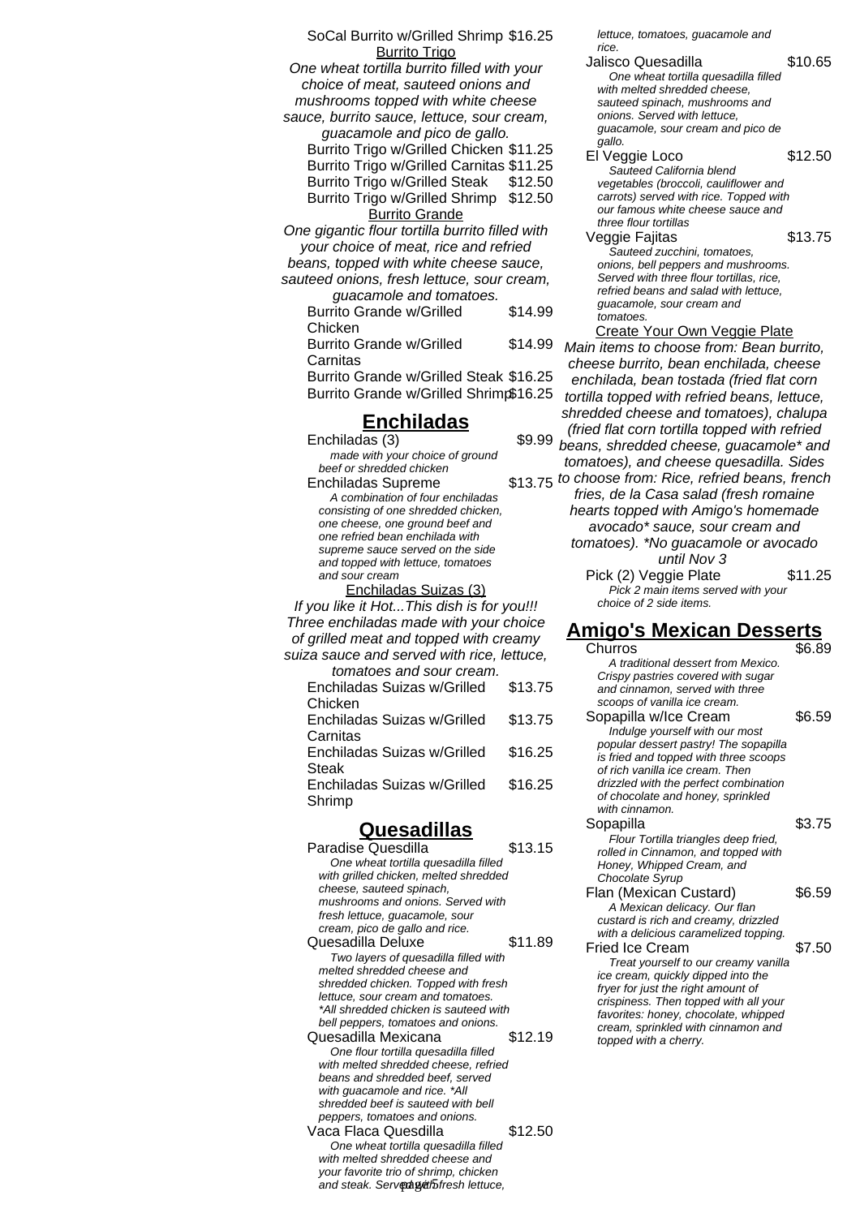SoCal Burrito w/Grilled Shrimp $16.25

Burrito Trigo

*One wheat tortilla burrito filled with your choice of meat, sauteed onions and mushrooms topped with white cheese sauce, burrito sauce, lettuce, sour cream, guacamole and pico de gallo.*

Burrito Trigo w/Grilled Chicken $11.25

Burrito Trigo w/Grilled Carnitas $11.25

Burrito Trigo w/Grilled Steak $12.50

Burrito Trigo w/Grilled Shrimp $12.50

Burrito Grande

*One gigantic flour tortilla burrito filled with your choice of meat, rice and refried beans, topped with white cheese sauce, sauteed onions, fresh lettuce, sour cream, guacamole and tomatoes.*

Burrito Grande w/Grilled Chicken $14.99

Burrito Grande w/Grilled Carnitas $14.99

Burrito Grande w/Grilled Steak $16.25

Burrito Grande w/Grilled Shrimp $16.25

## Enchiladas

Enchiladas (3) $9.99

*made with your choice of ground beef or shredded chicken*

Enchiladas Supreme $13.75

*A combination of four enchiladas consisting of one shredded chicken, one cheese, one ground beef and one refried bean enchilada with supreme sauce served on the side and topped with lettuce, tomatoes and sour cream*

Enchiladas Suizas (3)

*If you like it Hot...This dish is for you!!! Three enchiladas made with your choice of grilled meat and topped with creamy suiza sauce and served with rice, lettuce, tomatoes and sour cream.*

Enchiladas Suizas w/Grilled Chicken $13.75

Enchiladas Suizas w/Grilled Carnitas $13.75

Enchiladas Suizas w/Grilled Steak $16.25

Enchiladas Suizas w/Grilled Shrimp $16.25

## Quesadillas

Paradise Quesdilla $13.15

*One wheat tortilla quesadilla filled with grilled chicken, melted shredded cheese, sauteed spinach, mushrooms and onions. Served with fresh lettuce, guacamole, sour cream, pico de gallo and rice.*

Quesadilla Deluxe $11.89

*Two layers of quesadilla filled with melted shredded cheese and shredded chicken. Topped with fresh lettuce, sour cream and tomatoes. *All shredded chicken is sauteed with bell peppers, tomatoes and onions.*

Quesadilla Mexicana $12.19

*One flour tortilla quesadilla filled with melted shredded cheese, refried beans and shredded beef, served with guacamole and rice. *All shredded beef is sauteed with bell peppers, tomatoes and onions.*

Vaca Flaca Quesdilla $12.50

*One wheat tortilla quesadilla filled with melted shredded cheese and your favorite trio of shrimp, chicken and steak. Served with fresh lettuce, lettuce, tomatoes, guacamole and rice.*

Jalisco Quesadilla $10.65

*One wheat tortilla quesadilla filled with melted shredded cheese, sauteed spinach, mushrooms and onions. Served with lettuce, guacamole, sour cream and pico de gallo.*

El Veggie Loco $12.50

*Sauteed California blend vegetables (broccoli, cauliflower and carrots) served with rice. Topped with our famous white cheese sauce and three flour tortillas*

Veggie Fajitas $13.75

*Sauteed zucchini, tomatoes, onions, bell peppers and mushrooms. Served with three flour tortillas, rice, refried beans and salad with lettuce, guacamole, sour cream and tomatoes.*

Create Your Own Veggie Plate

*Main items to choose from: Bean burrito, cheese burrito, bean enchilada, cheese enchilada, bean tostada (fried flat corn tortilla topped with refried beans, lettuce, shredded cheese and tomatoes), chalupa (fried flat corn tortilla topped with refried beans, shredded cheese, guacamole* and tomatoes), and cheese quesadilla. Sides to choose from: Rice, refried beans, french fries, de la Casa salad (fresh romaine hearts topped with Amigo's homemade avocado* sauce, sour cream and tomatoes). *No guacamole or avocado until Nov 3*

Pick (2) Veggie Plate $11.25

*Pick 2 main items served with your choice of 2 side items.*

## Amigo's Mexican Desserts

Churros $6.89

*A traditional dessert from Mexico. Crispy pastries covered with sugar and cinnamon, served with three scoops of vanilla ice cream.*

Sopapilla w/Ice Cream $6.59

*Indulge yourself with our most popular dessert pastry! The sopapilla is fried and topped with three scoops of rich vanilla ice cream. Then drizzled with the perfect combination of chocolate and honey, sprinkled with cinnamon.*

Sopapilla $3.75

*Flour Tortilla triangles deep fried, rolled in Cinnamon, and topped with Honey, Whipped Cream, and Chocolate Syrup*

Flan (Mexican Custard) $6.59

*A Mexican delicacy. Our flan custard is rich and creamy, drizzled with a delicious caramelized topping.*

Fried Ice Cream $7.50

*Treat yourself to our creamy vanilla ice cream, quickly dipped into the fryer for just the right amount of crispiness. Then topped with all your favorites: honey, chocolate, whipped cream, sprinkled with cinnamon and topped with a cherry.*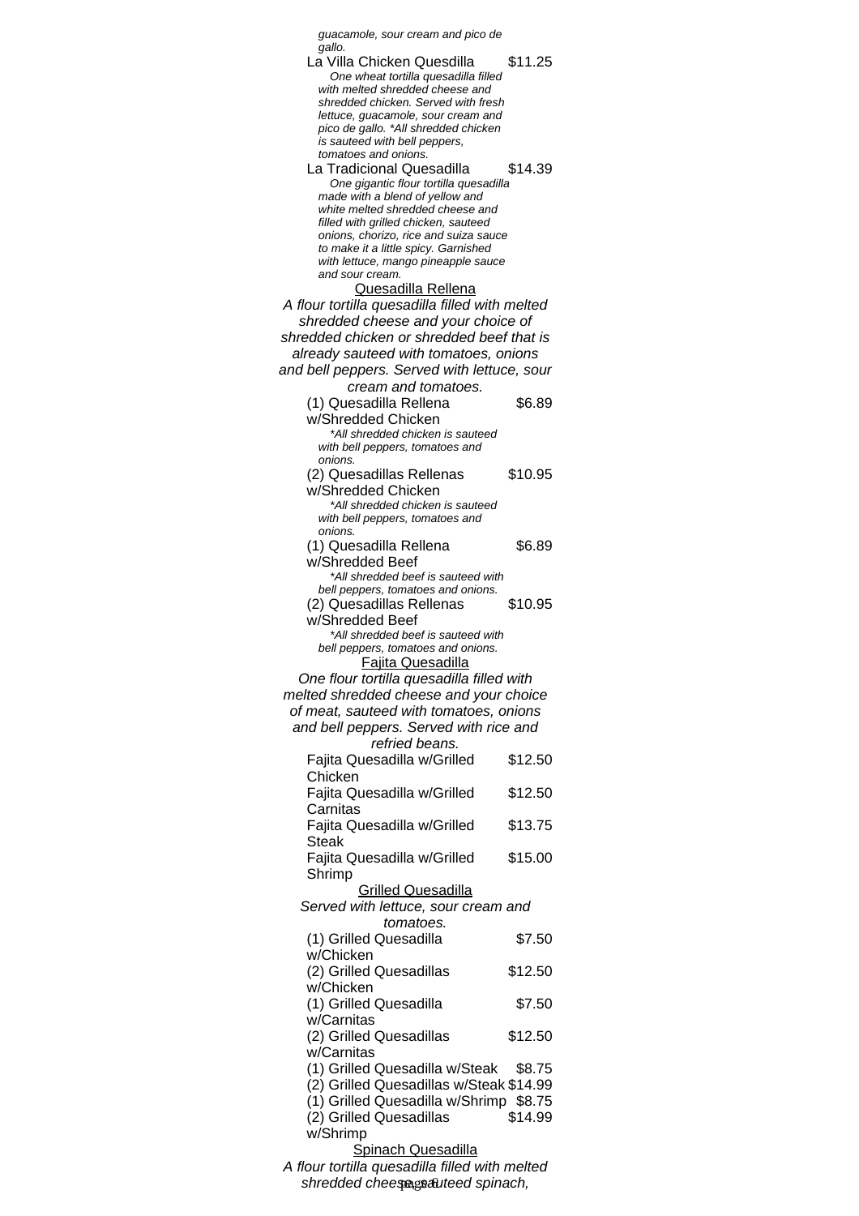*guacamole, sour cream and pico de gallo.*

La Villa Chicken Quesdilla $11.25

*One wheat tortilla quesadilla filled with melted shredded cheese and shredded chicken. Served with fresh lettuce, guacamole, sour cream and pico de gallo. *All shredded chicken is sauteed with bell peppers, tomatoes and onions.*

La Tradicional Quesadilla $14.39

*One gigantic flour tortilla quesadilla made with a blend of yellow and white melted shredded cheese and filled with grilled chicken, sauteed onions, chorizo, rice and suiza sauce to make it a little spicy. Garnished with lettuce, mango pineapple sauce and sour cream.*

## Quesadilla Rellena

*A flour tortilla quesadilla filled with melted shredded cheese and your choice of shredded chicken or shredded beef that is already sauteed with tomatoes, onions and bell peppers. Served with lettuce, sour cream and tomatoes.*

(1) Quesadilla Rellena w/Shredded Chicken $6.89

**All shredded chicken is sauteed with bell peppers, tomatoes and onions.*

(2) Quesadillas Rellenas w/Shredded Chicken $10.95

**All shredded chicken is sauteed with bell peppers, tomatoes and onions.*

(1) Quesadilla Rellena w/Shredded Beef $6.89

**All shredded beef is sauteed with bell peppers, tomatoes and onions.*

(2) Quesadillas Rellenas w/Shredded Beef $10.95

**All shredded beef is sauteed with bell peppers, tomatoes and onions.*

## Fajita Quesadilla

*One flour tortilla quesadilla filled with melted shredded cheese and your choice of meat, sauteed with tomatoes, onions and bell peppers. Served with rice and refried beans.*

Fajita Quesadilla w/Grilled Chicken $12.50

Fajita Quesadilla w/Grilled Carnitas $12.50

Fajita Quesadilla w/Grilled Steak $13.75

Fajita Quesadilla w/Grilled Shrimp $15.00

## Grilled Quesadilla

*Served with lettuce, sour cream and tomatoes.*

(1) Grilled Quesadilla w/Chicken $7.50

(2) Grilled Quesadillas w/Chicken $12.50

(1) Grilled Quesadilla w/Carnitas $7.50

(2) Grilled Quesadillas w/Carnitas $12.50

(1) Grilled Quesadilla w/Steak $8.75

(2) Grilled Quesadillas w/Steak $14.99

(1) Grilled Quesadilla w/Shrimp $8.75

(2) Grilled Quesadillas w/Shrimp $14.99

## Spinach Quesadilla

*A flour tortilla quesadilla filled with melted shredded cheese, sauteed spinach,*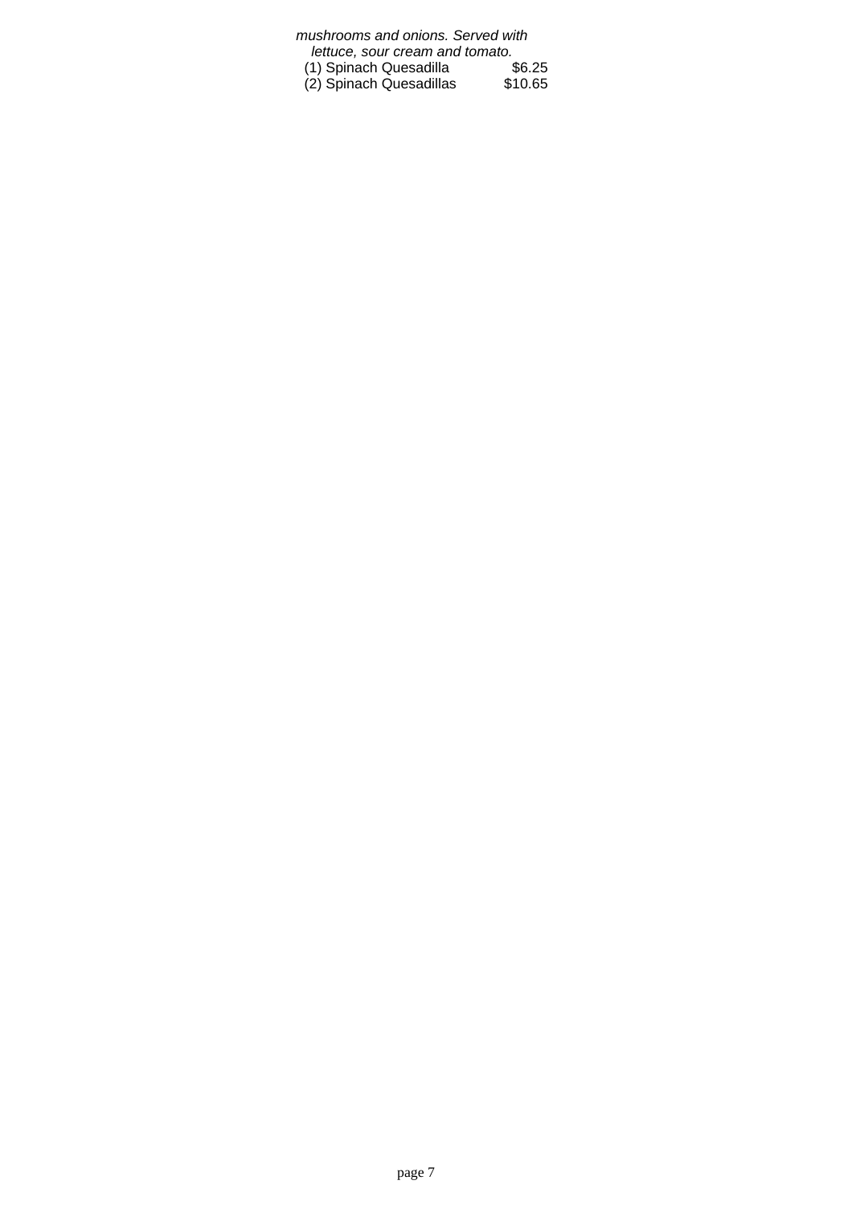*mushrooms and onions. Served with lettuce, sour cream and tomato.*

| | |
|---|---|
| (1) Spinach Quesadilla | $6.25 |
| (2) Spinach Quesadillas | $10.65 |